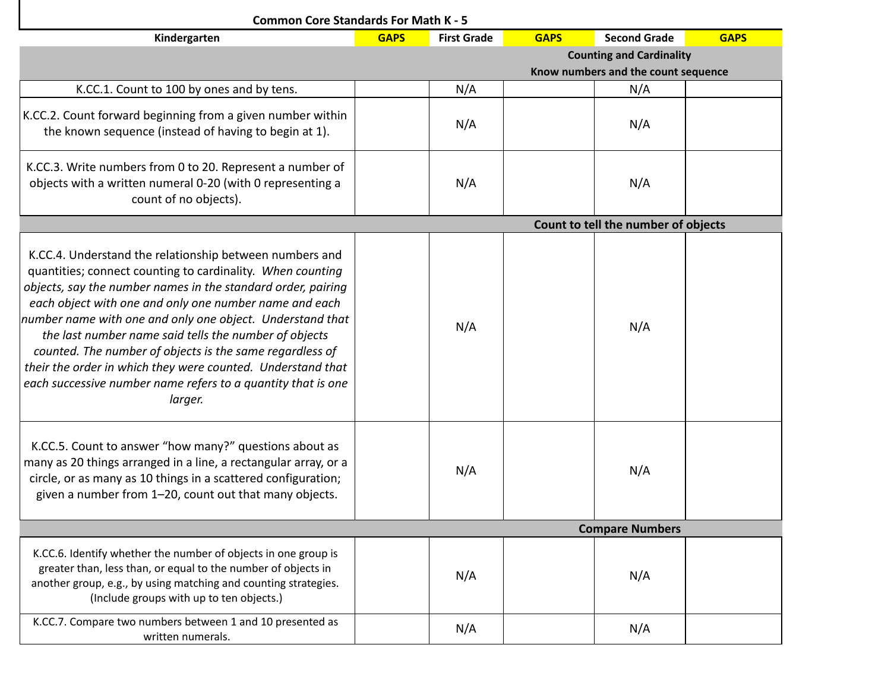# Common Core Standards For Math K - 5

| Kindergarten | GAPS | First Grade | GAPS | Second Grade | GAPS |
|---|---|---|---|---|---|
| **Counting and Cardinality** | | | | | |
| **Know numbers and the count sequence** | | | | | |
| K.CC.1. Count to 100 by ones and by tens. | | N/A | | N/A | |
| K.CC.2. Count forward beginning from a given number within the known sequence (instead of having to begin at 1). | | N/A | | N/A | |
| K.CC.3. Write numbers from 0 to 20. Represent a number of objects with a written numeral 0-20 (with 0 representing a count of no objects). | | N/A | | N/A | |
| **Count to tell the number of objects** | | | | | |
| K.CC.4. Understand the relationship between numbers and quantities; connect counting to cardinality. *When counting objects, say the number names in the standard order, pairing each object with one and only one number name and each number name with one and only one object. Understand that the last number name said tells the number of objects counted. The number of objects is the same regardless of their the order in which they were counted. Understand that each successive number name refers to a quantity that is one larger.* | | N/A | | N/A | |
| K.CC.5. Count to answer "how many?" questions about as many as 20 things arranged in a line, a rectangular array, or a circle, or as many as 10 things in a scattered configuration; given a number from 1–20, count out that many objects. | | N/A | | N/A | |
| **Compare Numbers** | | | | | |
| K.CC.6. Identify whether the number of objects in one group is greater than, less than, or equal to the number of objects in another group, e.g., by using matching and counting strategies. (Include groups with up to ten objects.) | | N/A | | N/A | |
| K.CC.7. Compare two numbers between 1 and 10 presented as written numerals. | | N/A | | N/A | |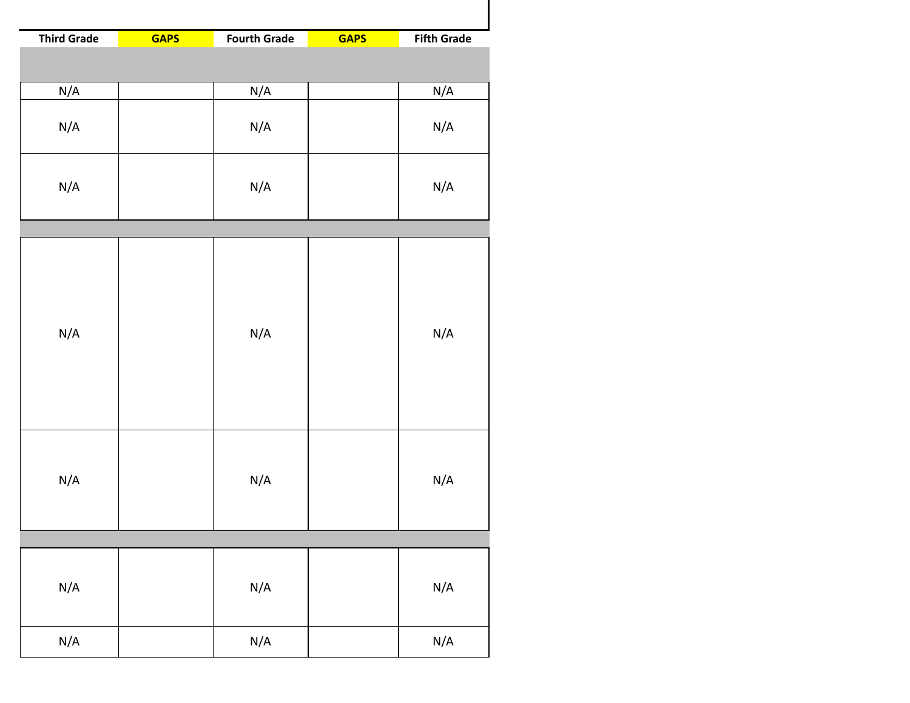| Third Grade | GAPS | Fourth Grade | GAPS | Fifth Grade |
|---|---|---|---|---|
| | | | | |
| N/A | | N/A | | N/A |
| N/A | | N/A | | N/A |
| N/A | | N/A | | N/A |
| | | | | |
| N/A | | N/A | | N/A |
| N/A | | N/A | | N/A |
| | | | | |
| N/A | | N/A | | N/A |
| N/A | | N/A | | N/A |